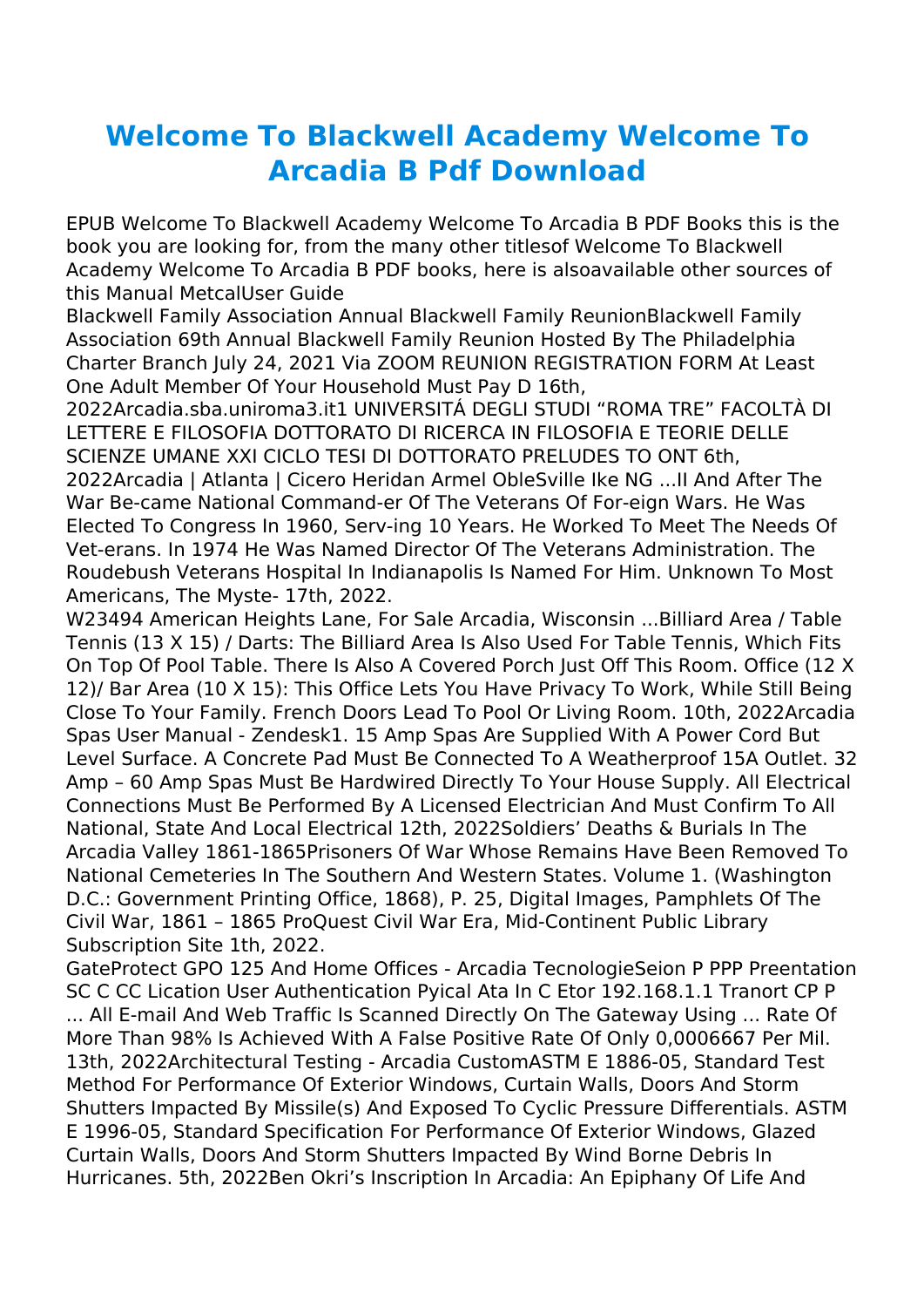# Welcome To Blackwell Academy Welcome To Arcadia B Pdf Download

EPUB Welcome To Blackwell Academy Welcome To Arcadia B PDF Books this is the book you are looking for, from the many other titlesof Welcome To Blackwell Academy Welcome To Arcadia B PDF books, here is alsoavailable other sources of this Manual MetcalUser Guide

Blackwell Family Association Annual Blackwell Family ReunionBlackwell Family Association 69th Annual Blackwell Family Reunion Hosted By The Philadelphia Charter Branch July 24, 2021 Via ZOOM REUNION REGISTRATION FORM At Least One Adult Member Of Your Household Must Pay D 16th, 2022Arcadia.sba.uniroma3.it1 UNIVERSITÁ DEGLI STUDI "ROMA TRE" FACOLTÀ DI LETTERE E FILOSOFIA DOTTORATO DI RICERCA IN FILOSOFIA E TEORIE DELLE SCIENZE UMANE XXI CICLO TESI DI DOTTORATO PRELUDES TO ONT 6th, 2022Arcadia | Atlanta | Cicero Heridan Armel ObleSville Ike NG ...II And After The War Be-came National Command-er Of The Veterans Of For-eign Wars. He Was Elected To Congress In 1960, Serv-ing 10 Years. He Worked To Meet The Needs Of Vet-erans. In 1974 He Was Named Director Of The Veterans Administration. The Roudebush Veterans Hospital In Indianapolis Is Named For Him. Unknown To Most Americans, The Myste- 17th, 2022.

W23494 American Heights Lane, For Sale Arcadia, Wisconsin ...Billiard Area / Table Tennis (13 X 15) / Darts: The Billiard Area Is Also Used For Table Tennis, Which Fits On Top Of Pool Table. There Is Also A Covered Porch Just Off This Room. Office (12 X 12)/ Bar Area (10 X 15): This Office Lets You Have Privacy To Work, While Still Being Close To Your Family. French Doors Lead To Pool Or Living Room. 10th, 2022Arcadia Spas User Manual - Zendesk1. 15 Amp Spas Are Supplied With A Power Cord But Level Surface. A Concrete Pad Must Be Connected To A Weatherproof 15A Outlet. 32 Amp – 60 Amp Spas Must Be Hardwired Directly To Your House Supply. All Electrical Connections Must Be Performed By A Licensed Electrician And Must Confirm To All National, State And Local Electrical 12th, 2022Soldiers' Deaths & Burials In The Arcadia Valley 1861-1865Prisoners Of War Whose Remains Have Been Removed To National Cemeteries In The Southern And Western States. Volume 1. (Washington D.C.: Government Printing Office, 1868), P. 25, Digital Images, Pamphlets Of The Civil War, 1861 – 1865 ProQuest Civil War Era, Mid-Continent Public Library Subscription Site 1th, 2022.

GateProtect GPO 125 And Home Offices - Arcadia TecnologieSeion P PPP Preentation SC C CC Lication User Authentication Pyical Ata In C Etor 192.168.1.1 Tranort CP P ... All E-mail And Web Traffic Is Scanned Directly On The Gateway Using ... Rate Of More Than 98% Is Achieved With A False Positive Rate Of Only 0,0006667 Per Mil. 13th, 2022Architectural Testing - Arcadia CustomASTM E 1886-05, Standard Test Method For Performance Of Exterior Windows, Curtain Walls, Doors And Storm Shutters Impacted By Missile(s) And Exposed To Cyclic Pressure Differentials. ASTM E 1996-05, Standard Specification For Performance Of Exterior Windows, Glazed Curtain Walls, Doors And Storm Shutters Impacted By Wind Borne Debris In Hurricanes. 5th, 2022Ben Okri's Inscription In Arcadia: An Epiphany Of Life And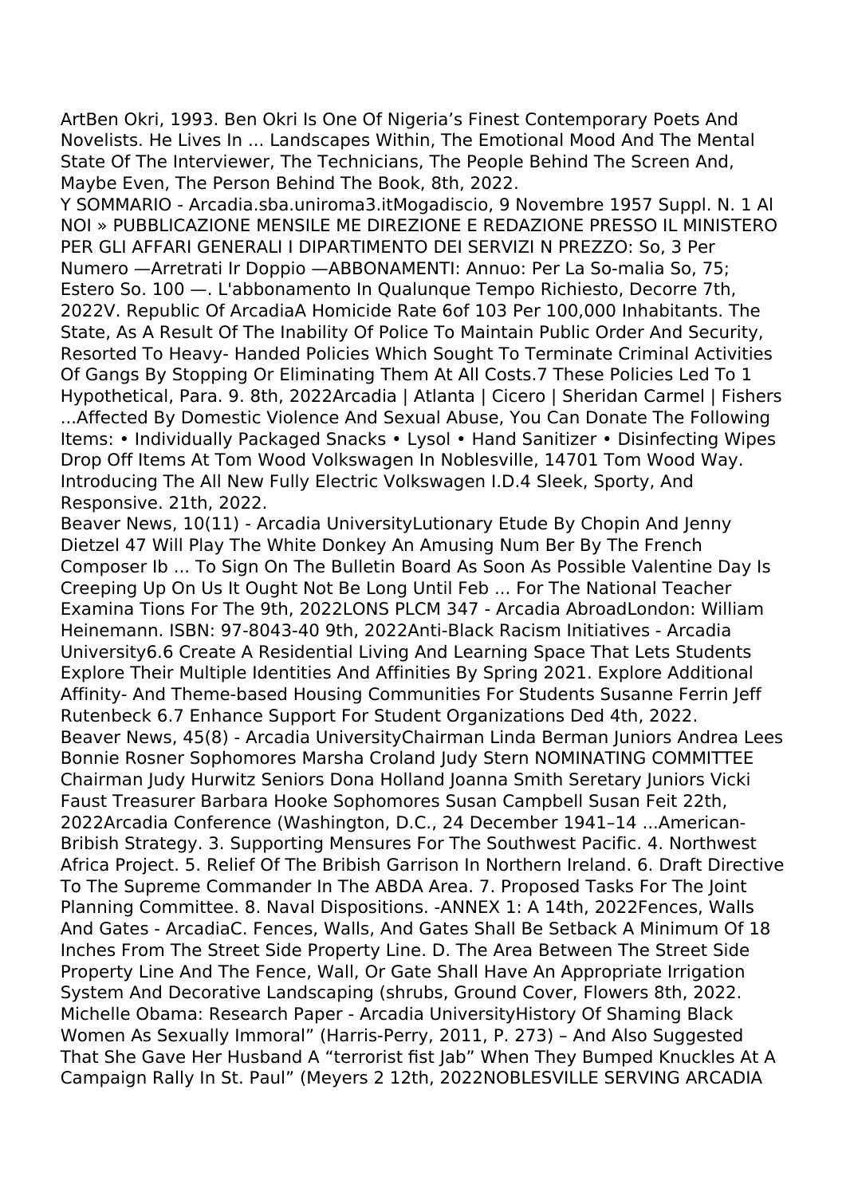ArtBen Okri, 1993. Ben Okri Is One Of Nigeria's Finest Contemporary Poets And Novelists. He Lives In ... Landscapes Within, The Emotional Mood And The Mental State Of The Interviewer, The Technicians, The People Behind The Screen And, Maybe Even, The Person Behind The Book, 8th, 2022.

Y SOMMARIO - Arcadia.sba.uniroma3.itMogadiscio, 9 Novembre 1957 Suppl. N. 1 Al NOI » PUBBLICAZIONE MENSILE ME DIREZIONE E REDAZIONE PRESSO IL MINISTERO PER GLI AFFARI GENERALI I DIPARTIMENTO DEI SERVIZI N PREZZO: So, 3 Per Numero —Arretrati Ir Doppio —ABBONAMENTI: Annuo: Per La So-malia So, 75; Estero So. 100 —. L'abbonamento In Qualunque Tempo Richiesto, Decorre 7th, 2022V. Republic Of ArcadiaA Homicide Rate 6of 103 Per 100,000 Inhabitants. The State, As A Result Of The Inability Of Police To Maintain Public Order And Security, Resorted To Heavy- Handed Policies Which Sought To Terminate Criminal Activities Of Gangs By Stopping Or Eliminating Them At All Costs.7 These Policies Led To 1 Hypothetical, Para. 9. 8th, 2022Arcadia | Atlanta | Cicero | Sheridan Carmel | Fishers ...Affected By Domestic Violence And Sexual Abuse, You Can Donate The Following Items: • Individually Packaged Snacks • Lysol • Hand Sanitizer • Disinfecting Wipes Drop Off Items At Tom Wood Volkswagen In Noblesville, 14701 Tom Wood Way. Introducing The All New Fully Electric Volkswagen I.D.4 Sleek, Sporty, And Responsive. 21th, 2022.

Beaver News, 10(11) - Arcadia UniversityLutionary Etude By Chopin And Jenny Dietzel 47 Will Play The White Donkey An Amusing Num Ber By The French Composer Ib ... To Sign On The Bulletin Board As Soon As Possible Valentine Day Is Creeping Up On Us It Ought Not Be Long Until Feb ... For The National Teacher Examina Tions For The 9th, 2022LONS PLCM 347 - Arcadia AbroadLondon: William Heinemann. ISBN: 97-8043-40 9th, 2022Anti-Black Racism Initiatives - Arcadia University6.6 Create A Residential Living And Learning Space That Lets Students Explore Their Multiple Identities And Affinities By Spring 2021. Explore Additional Affinity- And Theme-based Housing Communities For Students Susanne Ferrin Jeff Rutenbeck 6.7 Enhance Support For Student Organizations Ded 4th, 2022.

Beaver News, 45(8) - Arcadia UniversityChairman Linda Berman Juniors Andrea Lees Bonnie Rosner Sophomores Marsha Croland Judy Stern NOMINATING COMMITTEE Chairman Judy Hurwitz Seniors Dona Holland Joanna Smith Seretary Juniors Vicki Faust Treasurer Barbara Hooke Sophomores Susan Campbell Susan Feit 22th, 2022Arcadia Conference (Washington, D.C., 24 December 1941–14 ...American-Bribish Strategy. 3. Supporting Mensures For The Southwest Pacific. 4. Northwest Africa Project. 5. Relief Of The Bribish Garrison In Northern Ireland. 6. Draft Directive To The Supreme Commander In The ABDA Area. 7. Proposed Tasks For The Joint Planning Committee. 8. Naval Dispositions. -ANNEX 1: A 14th, 2022Fences, Walls And Gates - ArcadiaC. Fences, Walls, And Gates Shall Be Setback A Minimum Of 18 Inches From The Street Side Property Line. D. The Area Between The Street Side Property Line And The Fence, Wall, Or Gate Shall Have An Appropriate Irrigation System And Decorative Landscaping (shrubs, Ground Cover, Flowers 8th, 2022.

Michelle Obama: Research Paper - Arcadia UniversityHistory Of Shaming Black Women As Sexually Immoral" (Harris-Perry, 2011, P. 273) – And Also Suggested That She Gave Her Husband A "terrorist fist Jab" When They Bumped Knuckles At A Campaign Rally In St. Paul" (Meyers 2 12th, 2022NOBLESVILLE SERVING ARCADIA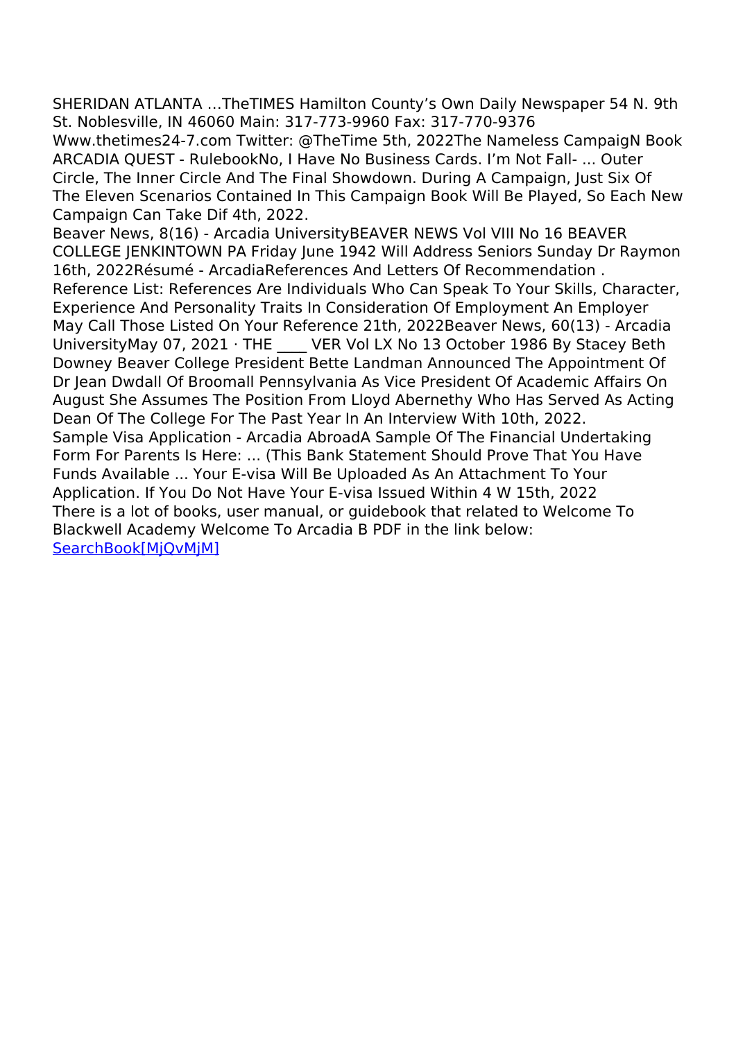SHERIDAN ATLANTA …TheTIMES Hamilton County's Own Daily Newspaper 54 N. 9th St. Noblesville, IN 46060 Main: 317-773-9960 Fax: 317-770-9376 Www.thetimes24-7.com Twitter: @TheTime 5th, 2022The Nameless CampaigN Book ARCADIA QUEST - RulebookNo, I Have No Business Cards. I'm Not Fall- ... Outer Circle, The Inner Circle And The Final Showdown. During A Campaign, Just Six Of The Eleven Scenarios Contained In This Campaign Book Will Be Played, So Each New Campaign Can Take Dif 4th, 2022.

Beaver News, 8(16) - Arcadia UniversityBEAVER NEWS Vol VIII No 16 BEAVER COLLEGE JENKINTOWN PA Friday June 1942 Will Address Seniors Sunday Dr Raymon 16th, 2022Résumé - ArcadiaReferences And Letters Of Recommendation . Reference List: References Are Individuals Who Can Speak To Your Skills, Character, Experience And Personality Traits In Consideration Of Employment An Employer May Call Those Listed On Your Reference 21th, 2022Beaver News, 60(13) - Arcadia UniversityMay 07, 2021 · THE ____ VER Vol LX No 13 October 1986 By Stacey Beth Downey Beaver College President Bette Landman Announced The Appointment Of Dr Jean Dwdall Of Broomall Pennsylvania As Vice President Of Academic Affairs On August She Assumes The Position From Lloyd Abernethy Who Has Served As Acting Dean Of The College For The Past Year In An Interview With 10th, 2022.

Sample Visa Application - Arcadia AbroadA Sample Of The Financial Undertaking Form For Parents Is Here: ... (This Bank Statement Should Prove That You Have Funds Available ... Your E-visa Will Be Uploaded As An Attachment To Your Application. If You Do Not Have Your E-visa Issued Within 4 W 15th, 2022

There is a lot of books, user manual, or guidebook that related to Welcome To Blackwell Academy Welcome To Arcadia B PDF in the link below:

SearchBook[MjQvMjM]